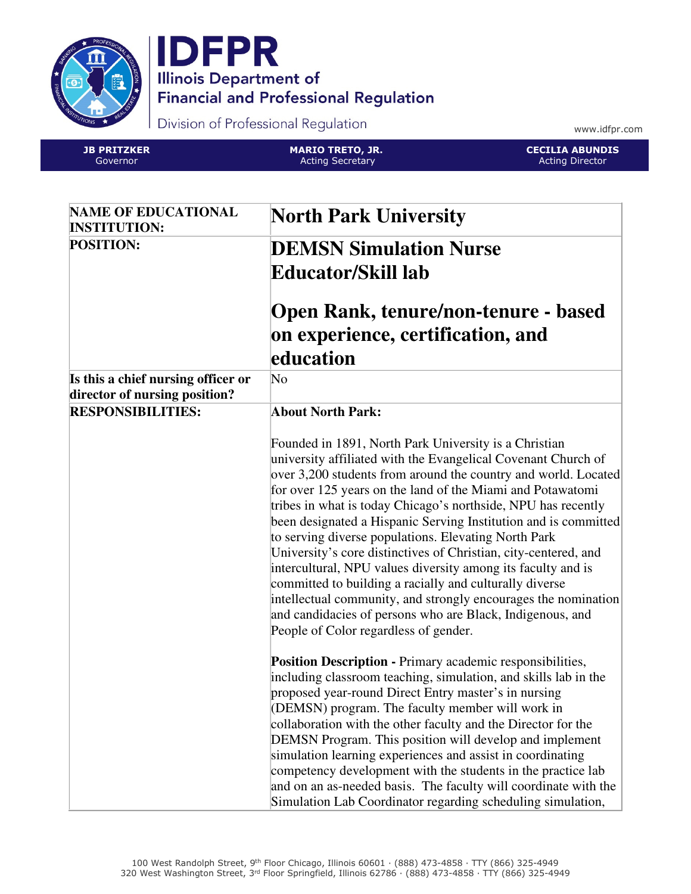# IDFPR

Illinois Department of Financial and Professional Regulation

Division of Professional Regulation

www.idfpr.com

| JB PRITZKER Governor | MARIO TRETO, JR. Acting Secretary | CECILIA ABUNDIS Acting Director |
|---|---|---|

| | |
|---|---|
| **NAME OF EDUCATIONAL INSTITUTION:** | **North Park University** |
| **POSITION:** | **DEMSN Simulation Nurse Educator/Skill lab**<br><br>**Open Rank, tenure/non-tenure - based on experience, certification, and education** |
| **Is this a chief nursing officer or director of nursing position?** | No |
| **RESPONSIBILITIES:** | **About North Park:**<br><br>Founded in 1891, North Park University is a Christian university affiliated with the Evangelical Covenant Church of over 3,200 students from around the country and world. Located for over 125 years on the land of the Miami and Potawatomi tribes in what is today Chicago's northside, NPU has recently been designated a Hispanic Serving Institution and is committed to serving diverse populations. Elevating North Park University's core distinctives of Christian, city-centered, and intercultural, NPU values diversity among its faculty and is committed to building a racially and culturally diverse intellectual community, and strongly encourages the nomination and candidacies of persons who are Black, Indigenous, and People of Color regardless of gender.<br><br>**Position Description -** Primary academic responsibilities, including classroom teaching, simulation, and skills lab in the proposed year-round Direct Entry master's in nursing (DEMSN) program. The faculty member will work in collaboration with the other faculty and the Director for the DEMSN Program. This position will develop and implement simulation learning experiences and assist in coordinating competency development with the students in the practice lab and on an as-needed basis. The faculty will coordinate with the Simulation Lab Coordinator regarding scheduling simulation, |

100 West Randolph Street, 9th Floor Chicago, Illinois 60601 · (888) 473-4858 · TTY (866) 325-4949
320 West Washington Street, 3rd Floor Springfield, Illinois 62786 · (888) 473-4858 · TTY (866) 325-4949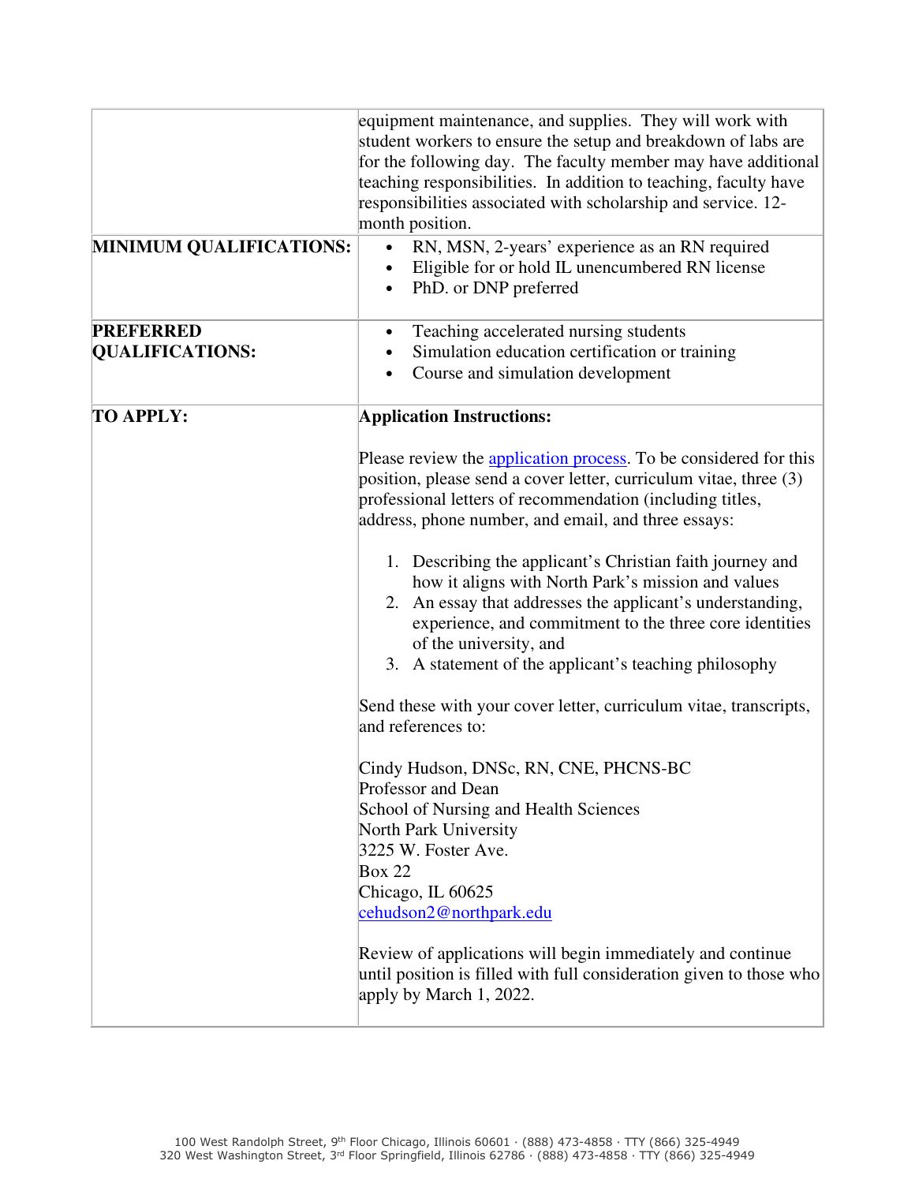| | |
|---|---|
| | equipment maintenance, and supplies. They will work with student workers to ensure the setup and breakdown of labs are for the following day. The faculty member may have additional teaching responsibilities. In addition to teaching, faculty have responsibilities associated with scholarship and service. 12-month position. |
| **MINIMUM QUALIFICATIONS:** | • RN, MSN, 2-years' experience as an RN required<br>• Eligible for or hold IL unencumbered RN license<br>• PhD. or DNP preferred |
| **PREFERRED QUALIFICATIONS:** | • Teaching accelerated nursing students<br>• Simulation education certification or training<br>• Course and simulation development |
| **TO APPLY:** | **Application Instructions:**<br><br>Please review the application process. To be considered for this position, please send a cover letter, curriculum vitae, three (3) professional letters of recommendation (including titles, address, phone number, and email, and three essays:<br><br>1. Describing the applicant's Christian faith journey and how it aligns with North Park's mission and values<br>2. An essay that addresses the applicant's understanding, experience, and commitment to the three core identities of the university, and<br>3. A statement of the applicant's teaching philosophy<br><br>Send these with your cover letter, curriculum vitae, transcripts, and references to:<br><br>Cindy Hudson, DNSc, RN, CNE, PHCNS-BC<br>Professor and Dean<br>School of Nursing and Health Sciences<br>North Park University<br>3225 W. Foster Ave.<br>Box 22<br>Chicago, IL 60625<br>cehudson2@northpark.edu<br><br>Review of applications will begin immediately and continue until position is filled with full consideration given to those who apply by March 1, 2022. |

100 West Randolph Street, 9th Floor Chicago, Illinois 60601 · (888) 473-4858 · TTY (866) 325-4949
320 West Washington Street, 3rd Floor Springfield, Illinois 62786 · (888) 473-4858 · TTY (866) 325-4949